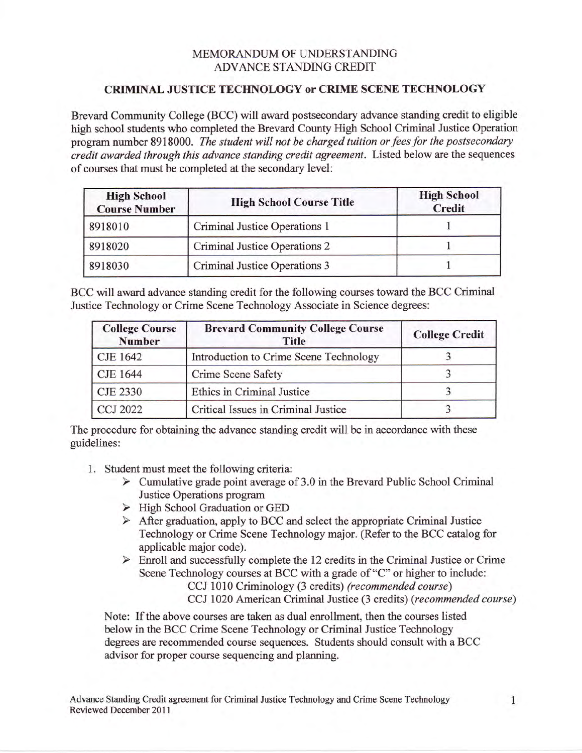# MEMORANDUM OF UNDERSTANDING
# ADVANCE STANDING CREDIT

## CRIMINAL JUSTICE TECHNOLOGY or CRIME SCENE TECHNOLOGY

Brevard Community College (BCC) will award postsecondary advance standing credit to eligible high school students who completed the Brevard County High School Criminal Justice Operation program number 8918000. *The student will not be charged tuition or fees for the postsecondary credit awarded through this advance standing credit agreement.* Listed below are the sequences of courses that must be completed at the secondary level:

| High School Course Number | High School Course Title | High School Credit |
|---|---|---|
| 8918010 | Criminal Justice Operations 1 | 1 |
| 8918020 | Criminal Justice Operations 2 | 1 |
| 8918030 | Criminal Justice Operations 3 | 1 |

BCC will award advance standing credit for the following courses toward the BCC Criminal Justice Technology or Crime Scene Technology Associate in Science degrees:

| College Course Number | Brevard Community College Course Title | College Credit |
|---|---|---|
| CJE 1642 | Introduction to Crime Scene Technology | 3 |
| CJE 1644 | Crime Scene Safety | 3 |
| CJE 2330 | Ethics in Criminal Justice | 3 |
| CCJ 2022 | Critical Issues in Criminal Justice | 3 |

The procedure for obtaining the advance standing credit will be in accordance with these guidelines:

1. Student must meet the following criteria:
   - Cumulative grade point average of 3.0 in the Brevard Public School Criminal Justice Operations program
   - High School Graduation or GED
   - After graduation, apply to BCC and select the appropriate Criminal Justice Technology or Crime Scene Technology major. (Refer to the BCC catalog for applicable major code).
   - Enroll and successfully complete the 12 credits in the Criminal Justice or Crime Scene Technology courses at BCC with a grade of "C" or higher to include:
     - CCJ 1010 Criminology (3 credits) *(recommended course)*
     - CCJ 1020 American Criminal Justice (3 credits) (*recommended course*)

   Note: If the above courses are taken as dual enrollment, then the courses listed below in the BCC Crime Scene Technology or Criminal Justice Technology degrees are recommended course sequences. Students should consult with a BCC advisor for proper course sequencing and planning.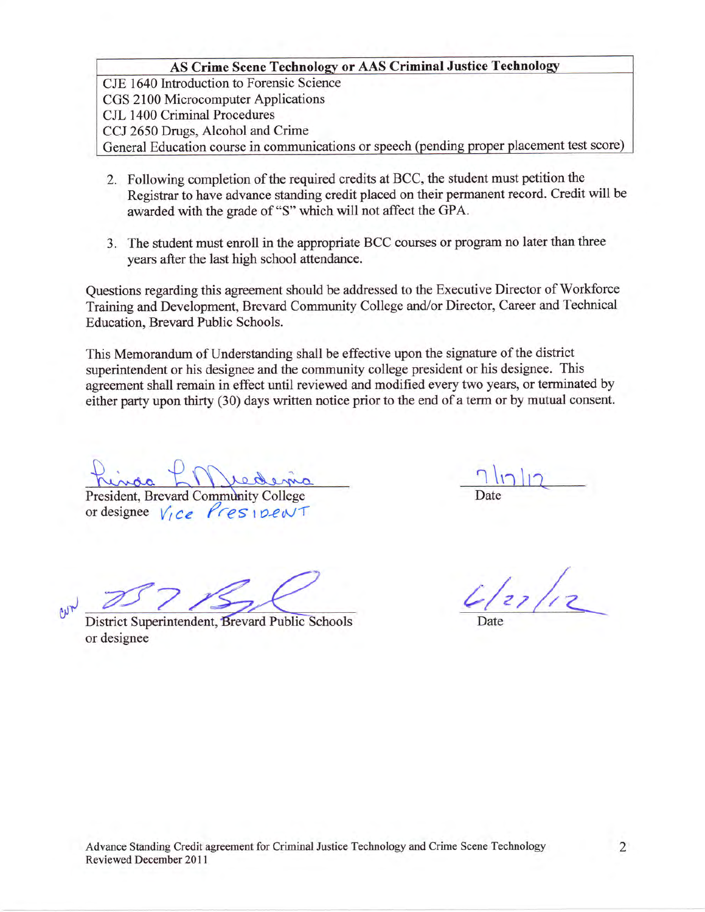| AS Crime Scene Technology or AAS Criminal Justice Technology |
| --- |
| CJE 1640 Introduction to Forensic Science |
| CGS 2100 Microcomputer Applications |
| CJL 1400 Criminal Procedures |
| CCJ 2650 Drugs, Alcohol and Crime |
| General Education course in communications or speech (pending proper placement test score) |

2. Following completion of the required credits at BCC, the student must petition the Registrar to have advance standing credit placed on their permanent record. Credit will be awarded with the grade of "S" which will not affect the GPA.

3. The student must enroll in the appropriate BCC courses or program no later than three years after the last high school attendance.

Questions regarding this agreement should be addressed to the Executive Director of Workforce Training and Development, Brevard Community College and/or Director, Career and Technical Education, Brevard Public Schools.

This Memorandum of Understanding shall be effective upon the signature of the district superintendent or his designee and the community college president or his designee. This agreement shall remain in effect until reviewed and modified every two years, or terminated by either party upon thirty (30) days written notice prior to the end of a term or by mutual consent.

President, Brevard Community College
or designee Vice President

Date 7/17/12

District Superintendent, Brevard Public Schools
or designee

Date 6/27/12

Advance Standing Credit agreement for Criminal Justice Technology and Crime Scene Technology
Reviewed December 2011